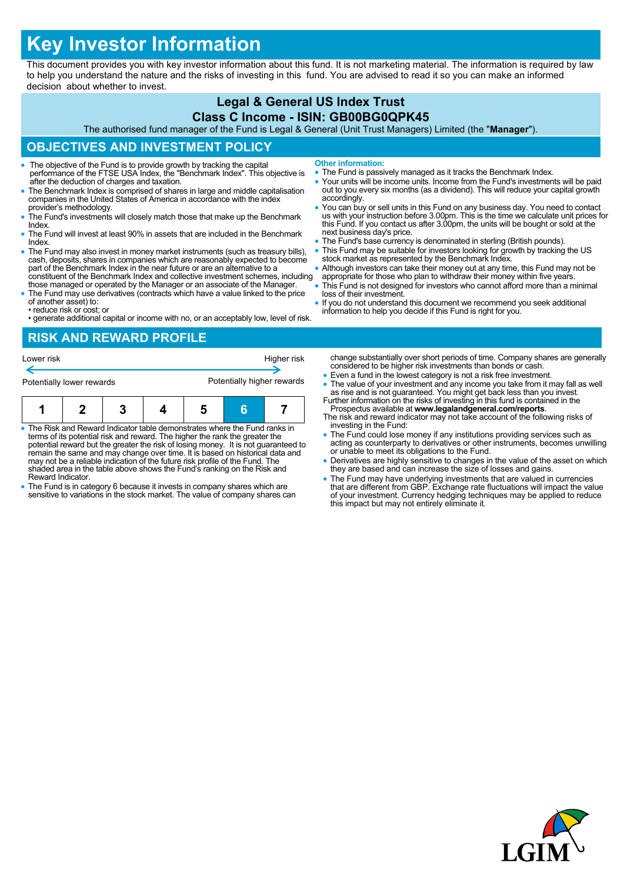# Key Investor Information

This document provides you with key investor information about this fund. It is not marketing material. The information is required by law to help you understand the nature and the risks of investing in this fund. You are advised to read it so you can make an informed decision about whether to invest.

## Legal & General US Index Trust

## Class C Income - ISIN: GB00BG0QPK45

The authorised fund manager of the Fund is Legal & General (Unit Trust Managers) Limited (the "**Manager**").

## OBJECTIVES AND INVESTMENT POLICY

- The objective of the Fund is to provide growth by tracking the capital performance of the FTSE USA Index, the "Benchmark Index". This objective is after the deduction of charges and taxation.
- The Benchmark Index is comprised of shares in large and middle capitalisation companies in the United States of America in accordance with the index provider's methodology.
- The Fund's investments will closely match those that make up the Benchmark Index.
- The Fund will invest at least 90% in assets that are included in the Benchmark Index.
- The Fund may also invest in money market instruments (such as treasury bills), cash, deposits, shares in companies which are reasonably expected to become part of the Benchmark Index in the near future or are an alternative to a constituent of the Benchmark Index and collective investment schemes, including those managed or operated by the Manager or an associate of the Manager.
- The Fund may use derivatives (contracts which have a value linked to the price of another asset) to:
  - • reduce risk or cost; or
  - • generate additional capital or income with no, or an acceptably low, level of risk.

**Other information:**

- The Fund is passively managed as it tracks the Benchmark Index.
- Your units will be income units. Income from the Fund's investments will be paid out to you every six months (as a dividend). This will reduce your capital growth accordingly.
- You can buy or sell units in this Fund on any business day. You need to contact us with your instruction before 3.00pm. This is the time we calculate unit prices for this Fund. If you contact us after 3.00pm, the units will be bought or sold at the next business day's price.
- The Fund's base currency is denominated in sterling (British pounds).
- This Fund may be suitable for investors looking for growth by tracking the US stock market as represented by the Benchmark Index.
- Although investors can take their money out at any time, this Fund may not be appropriate for those who plan to withdraw their money within five years.
- This Fund is not designed for investors who cannot afford more than a minimal loss of their investment.
- If you do not understand this document we recommend you seek additional information to help you decide if this Fund is right for you.

## RISK AND REWARD PROFILE

Lower risk — Higher risk

Potentially lower rewards — Potentially higher rewards

| 1 | 2 | 3 | 4 | 5 | **6** | 7 |
|---|---|---|---|---|---|---|

- The Risk and Reward Indicator table demonstrates where the Fund ranks in terms of its potential risk and reward. The higher the rank the greater the potential reward but the greater the risk of losing money. It is not guaranteed to remain the same and may change over time. It is based on historical data and may not be a reliable indication of the future risk profile of the Fund. The shaded area in the table above shows the Fund's ranking on the Risk and Reward Indicator.
- The Fund is in category 6 because it invests in company shares which are sensitive to variations in the stock market. The value of company shares can change substantially over short periods of time. Company shares are generally considered to be higher risk investments than bonds or cash.
- Even a fund in the lowest category is not a risk free investment.
- The value of your investment and any income you take from it may fall as well as rise and is not guaranteed. You might get back less than you invest.

Further information on the risks of investing in this fund is contained in the Prospectus available at **www.legalandgeneral.com/reports**.

The risk and reward indicator may not take account of the following risks of investing in the Fund:

- The Fund could lose money if any institutions providing services such as acting as counterparty to derivatives or other instruments, becomes unwilling or unable to meet its obligations to the Fund.
- Derivatives are highly sensitive to changes in the value of the asset on which they are based and can increase the size of losses and gains.
- The Fund may have underlying investments that are valued in currencies that are different from GBP. Exchange rate fluctuations will impact the value of your investment. Currency hedging techniques may be applied to reduce this impact but may not entirely eliminate it.

LGIM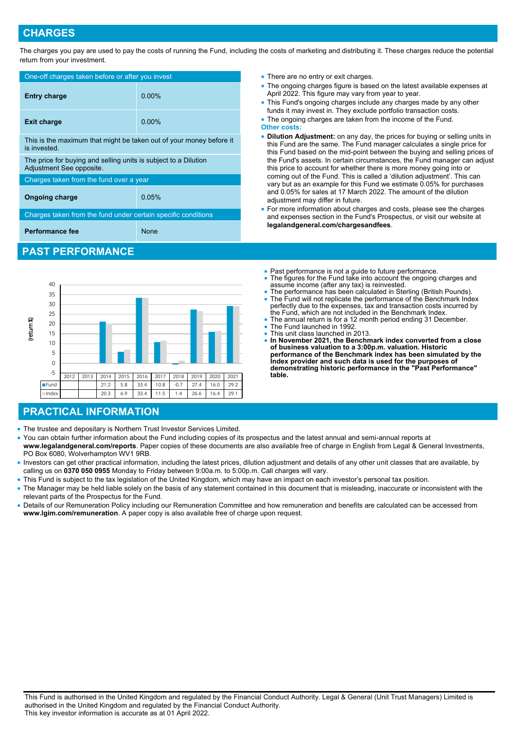## CHARGES

The charges you pay are used to pay the costs of running the Fund, including the costs of marketing and distributing it. These charges reduce the potential return from your investment.

| One-off charges taken before or after you invest | |
|---|---|
| **Entry charge** | 0.00% |
| **Exit charge** | 0.00% |
| This is the maximum that might be taken out of your money before it is invested. | |
| The price for buying and selling units is subject to a Dilution Adjustment See opposite. | |
| Charges taken from the fund over a year | |
| **Ongoing charge** | 0.05% |
| Charges taken from the fund under certain specific conditions | |
| **Performance fee** | None |

- There are no entry or exit charges.
- The ongoing charges figure is based on the latest available expenses at April 2022. This figure may vary from year to year.
- This Fund's ongoing charges include any charges made by any other funds it may invest in. They exclude portfolio transaction costs.
- The ongoing charges are taken from the income of the Fund.

**Other costs:**

- **Dilution Adjustment:** on any day, the prices for buying or selling units in this Fund are the same. The Fund manager calculates a single price for this Fund based on the mid-point between the buying and selling prices of the Fund's assets. In certain circumstances, the Fund manager can adjust this price to account for whether there is more money going into or coming out of the Fund. This is called a 'dilution adjustment'. This can vary but as an example for this Fund we estimate 0.05% for purchases and 0.05% for sales at 17 March 2022. The amount of the dilution adjustment may differ in future.
- For more information about charges and costs, please see the charges and expenses section in the Fund's Prospectus, or visit our website at **legalandgeneral.com/chargesandfees**.

## PAST PERFORMANCE

(return %)

40
35
30
25
20
15
10
5
0
-5

| | 2012 | 2013 | 2014 | 2015 | 2016 | 2017 | 2018 | 2019 | 2020 | 2021 |
|---|---|---|---|---|---|---|---|---|---|---|
| Fund | | | 21.2 | 5.8 | 33.4 | 10.8 | -0.7 | 27.4 | 16.0 | 29.2 |
| Index | | | 20.3 | 6.9 | 33.4 | 11.5 | 1.4 | 26.6 | 16.4 | 29.1 |

- Past performance is not a guide to future performance.
- The figures for the Fund take into account the ongoing charges and assume income (after any tax) is reinvested.
- The performance has been calculated in Sterling (British Pounds).
- The Fund will not replicate the performance of the Benchmark Index perfectly due to the expenses, tax and transaction costs incurred by the Fund, which are not included in the Benchmark Index.
- The annual return is for a 12 month period ending 31 December.
- The Fund launched in 1992.
- This unit class launched in 2013.
- **In November 2021, the Benchmark index converted from a close of business valuation to a 3:00p.m. valuation. Historic performance of the Benchmark index has been simulated by the Index provider and such data is used for the purposes of demonstrating historic performance in the "Past Performance" table.**

## PRACTICAL INFORMATION

- The trustee and depositary is Northern Trust Investor Services Limited.
- You can obtain further information about the Fund including copies of its prospectus and the latest annual and semi-annual reports at **www.legalandgeneral.com/reports**. Paper copies of these documents are also available free of charge in English from Legal & General Investments, PO Box 6080, Wolverhampton WV1 9RB.
- Investors can get other practical information, including the latest prices, dilution adjustment and details of any other unit classes that are available, by calling us on **0370 050 0955** Monday to Friday between 9:00a.m. to 5:00p.m. Call charges will vary.
- This Fund is subject to the tax legislation of the United Kingdom, which may have an impact on each investor's personal tax position.
- The Manager may be held liable solely on the basis of any statement contained in this document that is misleading, inaccurate or inconsistent with the relevant parts of the Prospectus for the Fund.
- Details of our Remuneration Policy including our Remuneration Committee and how remuneration and benefits are calculated can be accessed from **www.lgim.com/remuneration**. A paper copy is also available free of charge upon request.

This Fund is authorised in the United Kingdom and regulated by the Financial Conduct Authority. Legal & General (Unit Trust Managers) Limited is authorised in the United Kingdom and regulated by the Financial Conduct Authority.
This key investor information is accurate as at 01 April 2022.